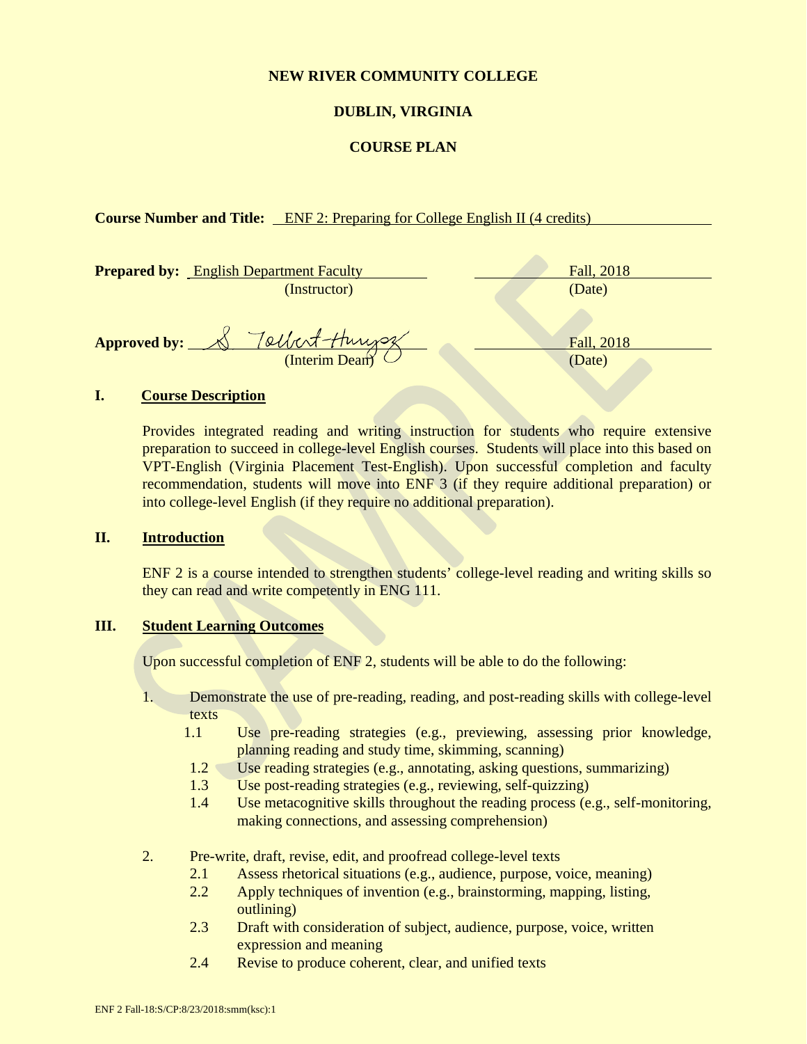**NEW RIVER COMMUNITY COLLEGE**

**DUBLIN, VIRGINIA**

**COURSE PLAN**

**Course Number and Title:** ENF 2: Preparing for College English II (4 credits)

**Prepared by:** English Department Faculty (Instructor) — Fall, 2018 (Date)

**Approved by:** S Tolbert-Hurysz (Interim Dean) — Fall, 2018 (Date)

## I. Course Description

Provides integrated reading and writing instruction for students who require extensive preparation to succeed in college-level English courses. Students will place into this based on VPT-English (Virginia Placement Test-English). Upon successful completion and faculty recommendation, students will move into ENF 3 (if they require additional preparation) or into college-level English (if they require no additional preparation).

## II. Introduction

ENF 2 is a course intended to strengthen students' college-level reading and writing skills so they can read and write competently in ENG 111.

## III. Student Learning Outcomes

Upon successful completion of ENF 2, students will be able to do the following:

1. Demonstrate the use of pre-reading, reading, and post-reading skills with college-level texts
   - 1.1 Use pre-reading strategies (e.g., previewing, assessing prior knowledge, planning reading and study time, skimming, scanning)
   - 1.2 Use reading strategies (e.g., annotating, asking questions, summarizing)
   - 1.3 Use post-reading strategies (e.g., reviewing, self-quizzing)
   - 1.4 Use metacognitive skills throughout the reading process (e.g., self-monitoring, making connections, and assessing comprehension)

2. Pre-write, draft, revise, edit, and proofread college-level texts
   - 2.1 Assess rhetorical situations (e.g., audience, purpose, voice, meaning)
   - 2.2 Apply techniques of invention (e.g., brainstorming, mapping, listing, outlining)
   - 2.3 Draft with consideration of subject, audience, purpose, voice, written expression and meaning
   - 2.4 Revise to produce coherent, clear, and unified texts

ENF 2 Fall-18:S/CP:8/23/2018:smm(ksc):1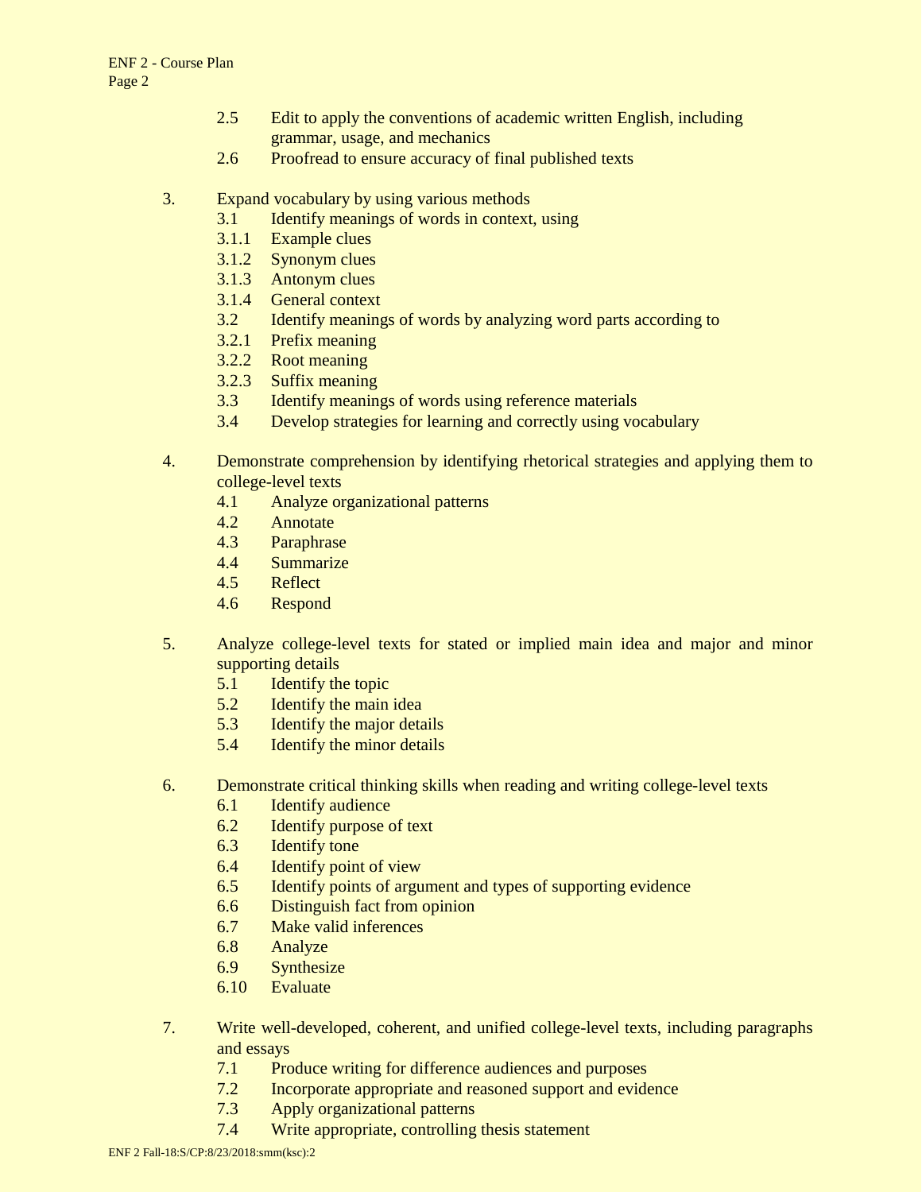2.5 Edit to apply the conventions of academic written English, including grammar, usage, and mechanics
2.6 Proofread to ensure accuracy of final published texts

3. Expand vocabulary by using various methods
    3.1 Identify meanings of words in context, using
    3.1.1 Example clues
    3.1.2 Synonym clues
    3.1.3 Antonym clues
    3.1.4 General context
    3.2 Identify meanings of words by analyzing word parts according to
    3.2.1 Prefix meaning
    3.2.2 Root meaning
    3.2.3 Suffix meaning
    3.3 Identify meanings of words using reference materials
    3.4 Develop strategies for learning and correctly using vocabulary

4. Demonstrate comprehension by identifying rhetorical strategies and applying them to college-level texts
    4.1 Analyze organizational patterns
    4.2 Annotate
    4.3 Paraphrase
    4.4 Summarize
    4.5 Reflect
    4.6 Respond

5. Analyze college-level texts for stated or implied main idea and major and minor supporting details
    5.1 Identify the topic
    5.2 Identify the main idea
    5.3 Identify the major details
    5.4 Identify the minor details

6. Demonstrate critical thinking skills when reading and writing college-level texts
    6.1 Identify audience
    6.2 Identify purpose of text
    6.3 Identify tone
    6.4 Identify point of view
    6.5 Identify points of argument and types of supporting evidence
    6.6 Distinguish fact from opinion
    6.7 Make valid inferences
    6.8 Analyze
    6.9 Synthesize
    6.10 Evaluate

7. Write well-developed, coherent, and unified college-level texts, including paragraphs and essays
    7.1 Produce writing for difference audiences and purposes
    7.2 Incorporate appropriate and reasoned support and evidence
    7.3 Apply organizational patterns
    7.4 Write appropriate, controlling thesis statement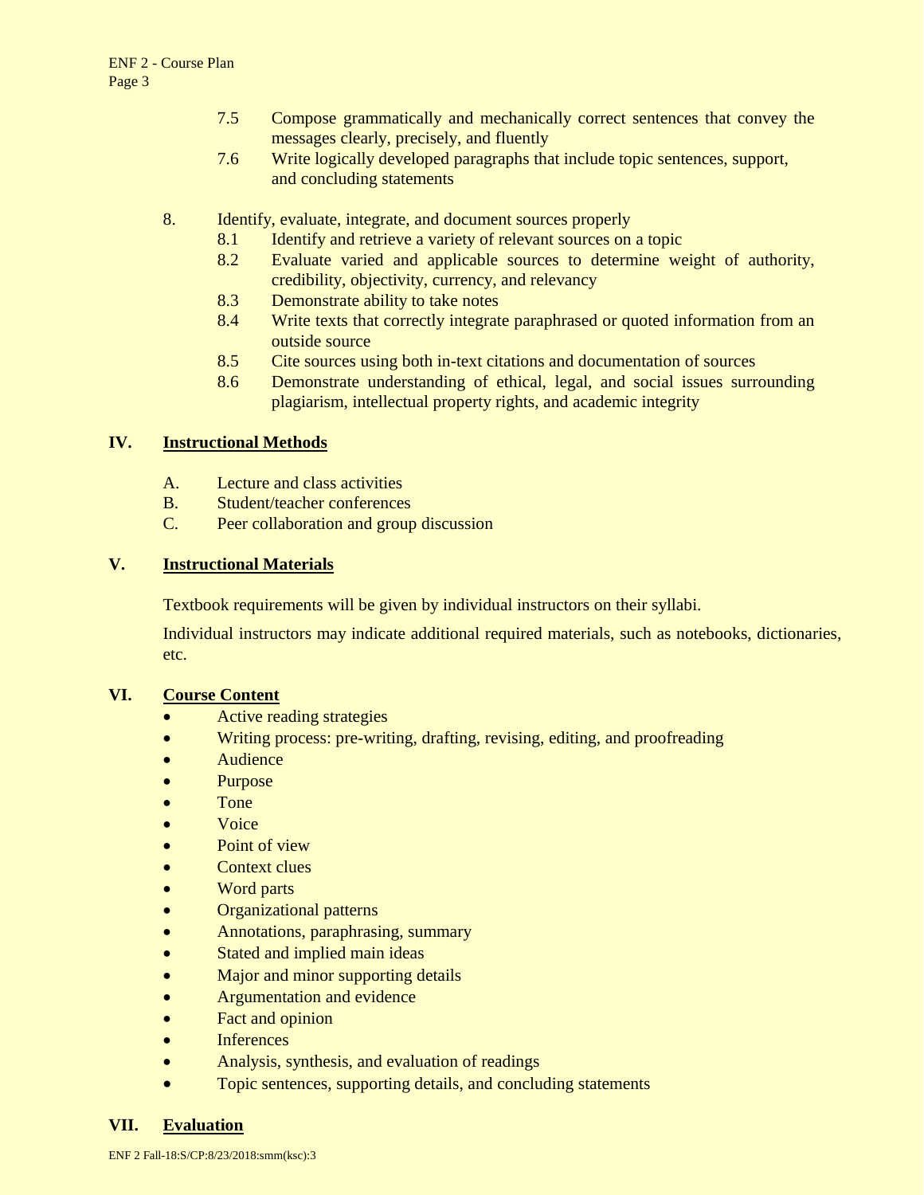7.5 Compose grammatically and mechanically correct sentences that convey the messages clearly, precisely, and fluently

7.6 Write logically developed paragraphs that include topic sentences, support, and concluding statements

8. Identify, evaluate, integrate, and document sources properly

 8.1 Identify and retrieve a variety of relevant sources on a topic

 8.2 Evaluate varied and applicable sources to determine weight of authority, credibility, objectivity, currency, and relevancy

 8.3 Demonstrate ability to take notes

 8.4 Write texts that correctly integrate paraphrased or quoted information from an outside source

 8.5 Cite sources using both in-text citations and documentation of sources

 8.6 Demonstrate understanding of ethical, legal, and social issues surrounding plagiarism, intellectual property rights, and academic integrity

## IV. Instructional Methods

A. Lecture and class activities

B. Student/teacher conferences

C. Peer collaboration and group discussion

## V. Instructional Materials

Textbook requirements will be given by individual instructors on their syllabi.

Individual instructors may indicate additional required materials, such as notebooks, dictionaries, etc.

## VI. Course Content

- Active reading strategies
- Writing process: pre-writing, drafting, revising, editing, and proofreading
- Audience
- Purpose
- Tone
- Voice
- Point of view
- Context clues
- Word parts
- Organizational patterns
- Annotations, paraphrasing, summary
- Stated and implied main ideas
- Major and minor supporting details
- Argumentation and evidence
- Fact and opinion
- Inferences
- Analysis, synthesis, and evaluation of readings
- Topic sentences, supporting details, and concluding statements

## VII. Evaluation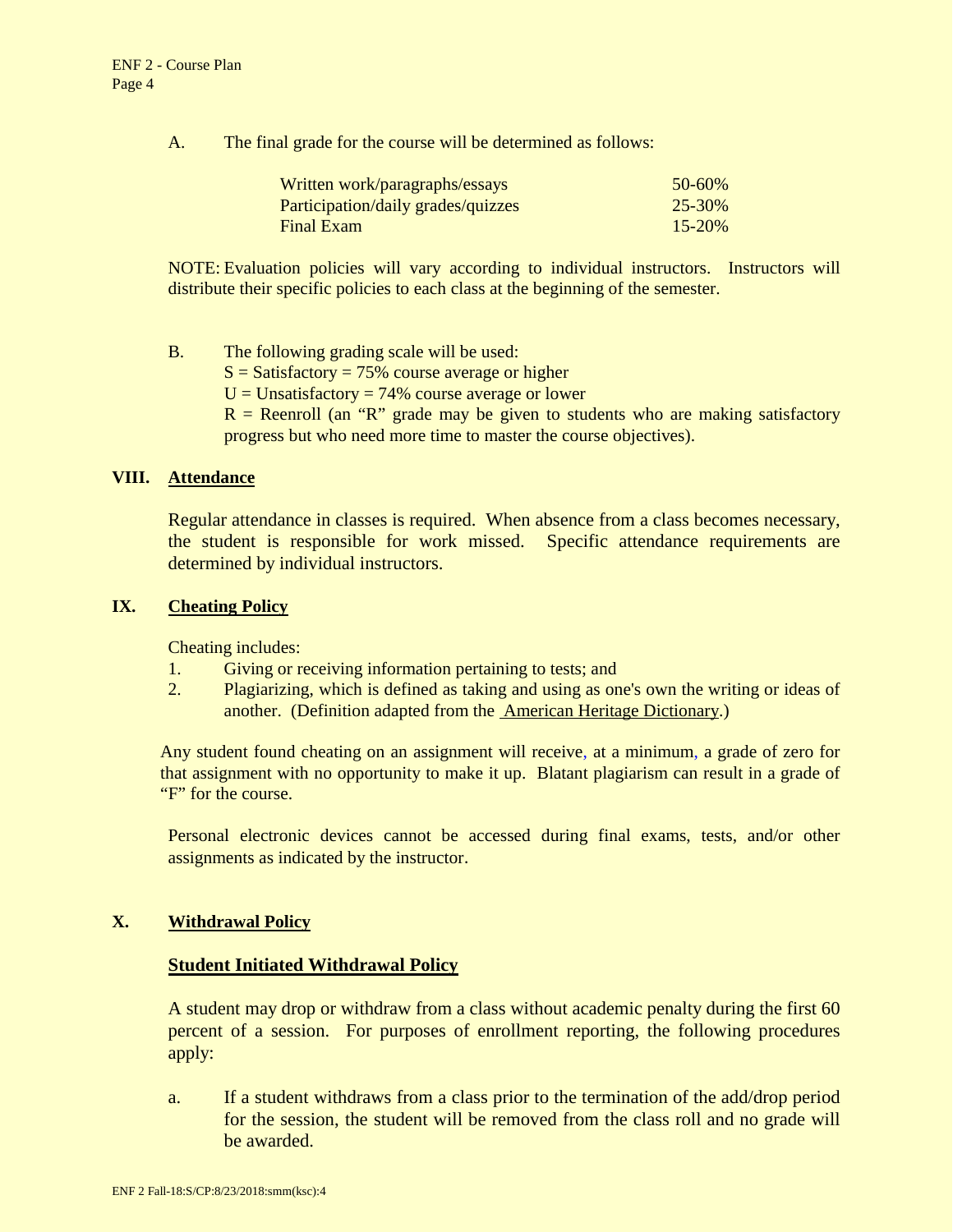A. The final grade for the course will be determined as follows:

| | |
|---|---|
| Written work/paragraphs/essays | 50-60% |
| Participation/daily grades/quizzes | 25-30% |
| Final Exam | 15-20% |

NOTE: Evaluation policies will vary according to individual instructors. Instructors will distribute their specific policies to each class at the beginning of the semester.

B. The following grading scale will be used:
S = Satisfactory = 75% course average or higher
U = Unsatisfactory = 74% course average or lower
R = Reenroll (an "R" grade may be given to students who are making satisfactory progress but who need more time to master the course objectives).

## VIII. Attendance

Regular attendance in classes is required. When absence from a class becomes necessary, the student is responsible for work missed. Specific attendance requirements are determined by individual instructors.

## IX. Cheating Policy

Cheating includes:

1. Giving or receiving information pertaining to tests; and
2. Plagiarizing, which is defined as taking and using as one's own the writing or ideas of another. (Definition adapted from the American Heritage Dictionary.)

Any student found cheating on an assignment will receive, at a minimum, a grade of zero for that assignment with no opportunity to make it up. Blatant plagiarism can result in a grade of "F" for the course.

Personal electronic devices cannot be accessed during final exams, tests, and/or other assignments as indicated by the instructor.

## X. Withdrawal Policy

### Student Initiated Withdrawal Policy

A student may drop or withdraw from a class without academic penalty during the first 60 percent of a session. For purposes of enrollment reporting, the following procedures apply:

a. If a student withdraws from a class prior to the termination of the add/drop period for the session, the student will be removed from the class roll and no grade will be awarded.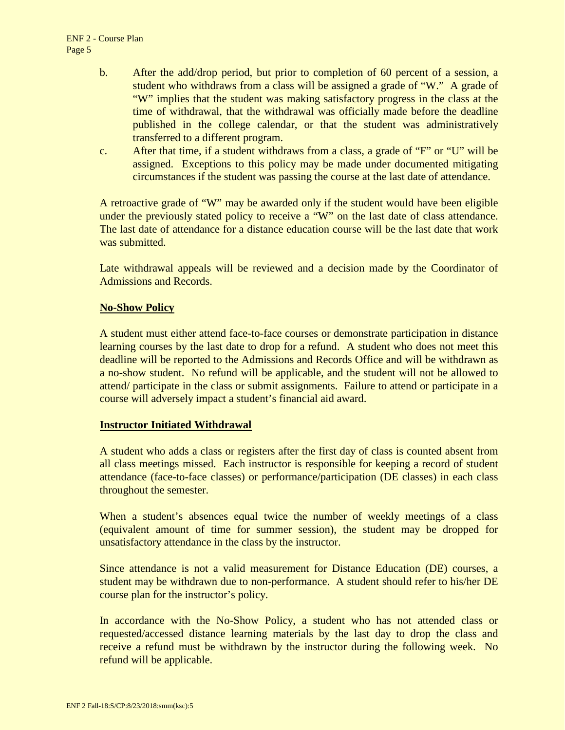b. After the add/drop period, but prior to completion of 60 percent of a session, a student who withdraws from a class will be assigned a grade of "W." A grade of "W" implies that the student was making satisfactory progress in the class at the time of withdrawal, that the withdrawal was officially made before the deadline published in the college calendar, or that the student was administratively transferred to a different program.

c. After that time, if a student withdraws from a class, a grade of "F" or "U" will be assigned. Exceptions to this policy may be made under documented mitigating circumstances if the student was passing the course at the last date of attendance.

A retroactive grade of "W" may be awarded only if the student would have been eligible under the previously stated policy to receive a "W" on the last date of class attendance. The last date of attendance for a distance education course will be the last date that work was submitted.

Late withdrawal appeals will be reviewed and a decision made by the Coordinator of Admissions and Records.

**No-Show Policy**

A student must either attend face-to-face courses or demonstrate participation in distance learning courses by the last date to drop for a refund. A student who does not meet this deadline will be reported to the Admissions and Records Office and will be withdrawn as a no-show student. No refund will be applicable, and the student will not be allowed to attend/ participate in the class or submit assignments. Failure to attend or participate in a course will adversely impact a student's financial aid award.

**Instructor Initiated Withdrawal**

A student who adds a class or registers after the first day of class is counted absent from all class meetings missed. Each instructor is responsible for keeping a record of student attendance (face-to-face classes) or performance/participation (DE classes) in each class throughout the semester.

When a student's absences equal twice the number of weekly meetings of a class (equivalent amount of time for summer session), the student may be dropped for unsatisfactory attendance in the class by the instructor.

Since attendance is not a valid measurement for Distance Education (DE) courses, a student may be withdrawn due to non-performance. A student should refer to his/her DE course plan for the instructor's policy.

In accordance with the No-Show Policy, a student who has not attended class or requested/accessed distance learning materials by the last day to drop the class and receive a refund must be withdrawn by the instructor during the following week. No refund will be applicable.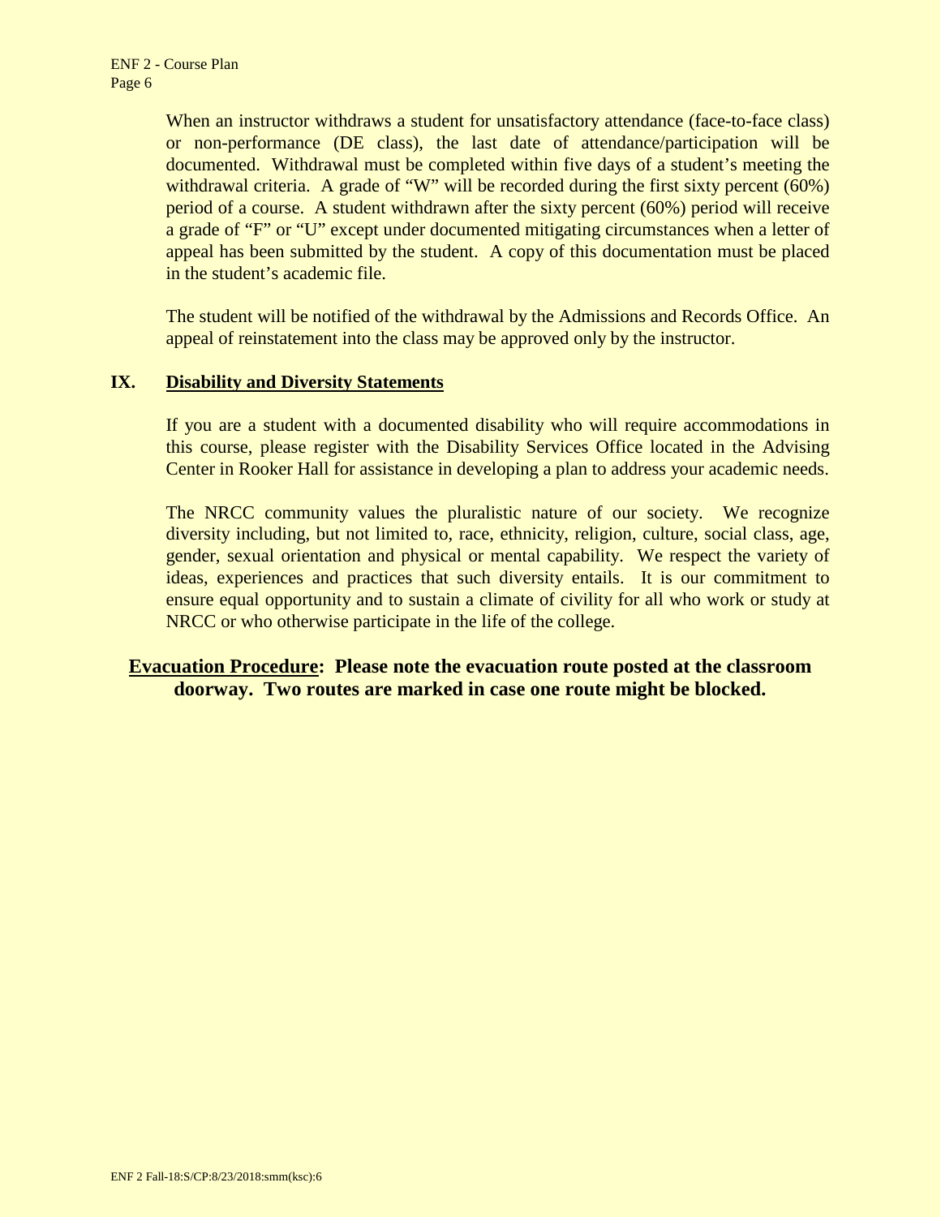When an instructor withdraws a student for unsatisfactory attendance (face-to-face class) or non-performance (DE class), the last date of attendance/participation will be documented. Withdrawal must be completed within five days of a student's meeting the withdrawal criteria. A grade of "W" will be recorded during the first sixty percent (60%) period of a course. A student withdrawn after the sixty percent (60%) period will receive a grade of "F" or "U" except under documented mitigating circumstances when a letter of appeal has been submitted by the student. A copy of this documentation must be placed in the student's academic file.

The student will be notified of the withdrawal by the Admissions and Records Office. An appeal of reinstatement into the class may be approved only by the instructor.

## IX. Disability and Diversity Statements

If you are a student with a documented disability who will require accommodations in this course, please register with the Disability Services Office located in the Advising Center in Rooker Hall for assistance in developing a plan to address your academic needs.

The NRCC community values the pluralistic nature of our society. We recognize diversity including, but not limited to, race, ethnicity, religion, culture, social class, age, gender, sexual orientation and physical or mental capability. We respect the variety of ideas, experiences and practices that such diversity entails. It is our commitment to ensure equal opportunity and to sustain a climate of civility for all who work or study at NRCC or who otherwise participate in the life of the college.

**Evacuation Procedure: Please note the evacuation route posted at the classroom doorway. Two routes are marked in case one route might be blocked.**